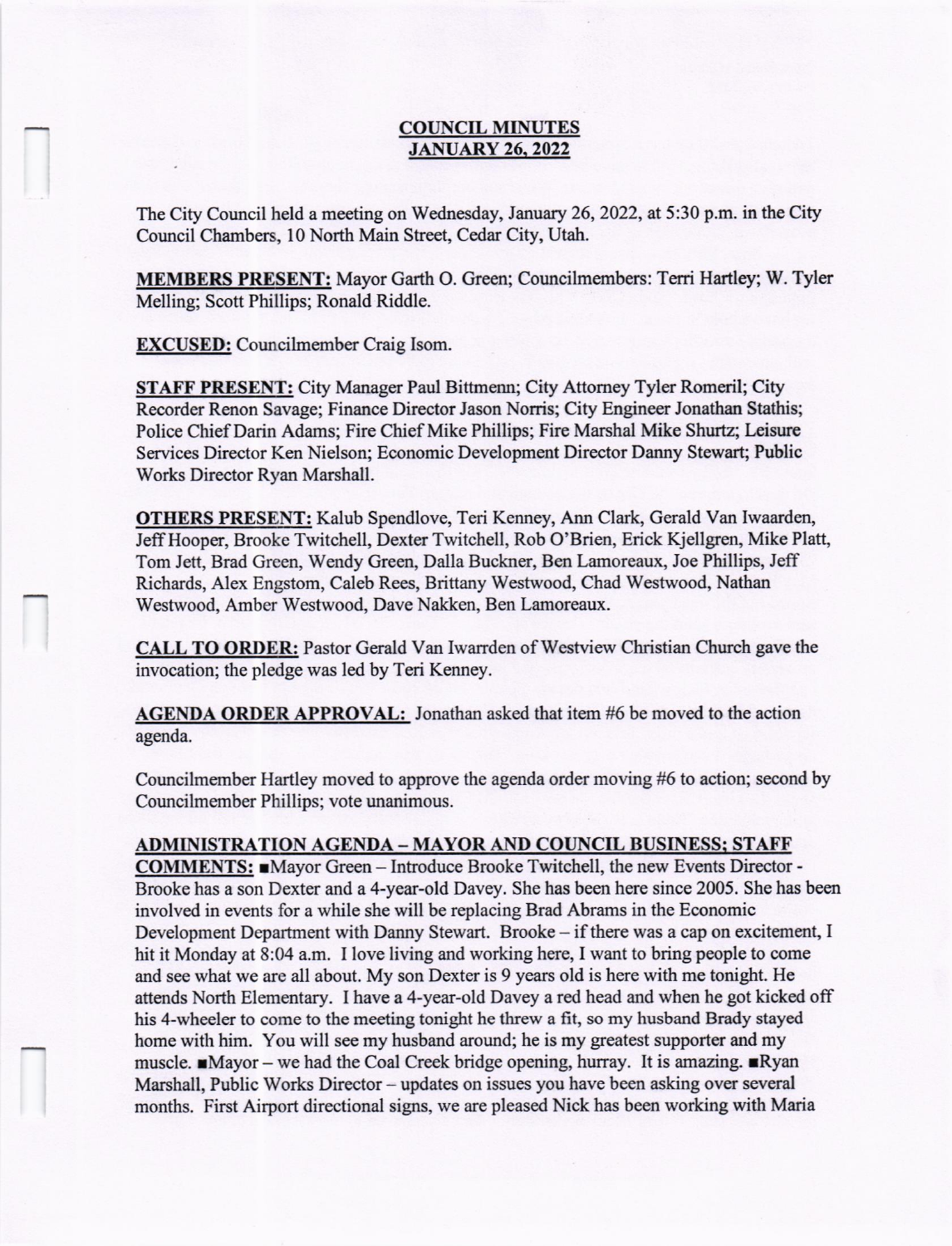# COUNCIL MINUTES
## JANUARY 26, 2022

The City Council held a meeting on Wednesday, January 26, 2022, at 5:30 p.m. in the City Council Chambers, 10 North Main Street, Cedar City, Utah.

**MEMBERS PRESENT:** Mayor Garth O. Green; Councilmembers: Terri Hartley; W. Tyler Melling; Scott Phillips; Ronald Riddle.

**EXCUSED:** Councilmember Craig Isom.

**STAFF PRESENT:** City Manager Paul Bittmenn; City Attorney Tyler Romeril; City Recorder Renon Savage; Finance Director Jason Norris; City Engineer Jonathan Stathis; Police Chief Darin Adams; Fire Chief Mike Phillips; Fire Marshal Mike Shurtz; Leisure Services Director Ken Nielson; Economic Development Director Danny Stewart; Public Works Director Ryan Marshall.

**OTHERS PRESENT:** Kalub Spendlove, Teri Kenney, Ann Clark, Gerald Van Iwaarden, Jeff Hooper, Brooke Twitchell, Dexter Twitchell, Rob O'Brien, Erick Kjellgren, Mike Platt, Tom Jett, Brad Green, Wendy Green, Dalla Buckner, Ben Lamoreaux, Joe Phillips, Jeff Richards, Alex Engstom, Caleb Rees, Brittany Westwood, Chad Westwood, Nathan Westwood, Amber Westwood, Dave Nakken, Ben Lamoreaux.

**CALL TO ORDER:** Pastor Gerald Van Iwarrden of Westview Christian Church gave the invocation; the pledge was led by Teri Kenney.

**AGENDA ORDER APPROVAL:** Jonathan asked that item #6 be moved to the action agenda.

Councilmember Hartley moved to approve the agenda order moving #6 to action; second by Councilmember Phillips; vote unanimous.

**ADMINISTRATION AGENDA – MAYOR AND COUNCIL BUSINESS; STAFF COMMENTS:** ■Mayor Green – Introduce Brooke Twitchell, the new Events Director - Brooke has a son Dexter and a 4-year-old Davey. She has been here since 2005. She has been involved in events for a while she will be replacing Brad Abrams in the Economic Development Department with Danny Stewart. Brooke – if there was a cap on excitement, I hit it Monday at 8:04 a.m. I love living and working here, I want to bring people to come and see what we are all about. My son Dexter is 9 years old is here with me tonight. He attends North Elementary. I have a 4-year-old Davey a red head and when he got kicked off his 4-wheeler to come to the meeting tonight he threw a fit, so my husband Brady stayed home with him. You will see my husband around; he is my greatest supporter and my muscle. ■Mayor – we had the Coal Creek bridge opening, hurray. It is amazing. ■Ryan Marshall, Public Works Director – updates on issues you have been asking over several months. First Airport directional signs, we are pleased Nick has been working with Maria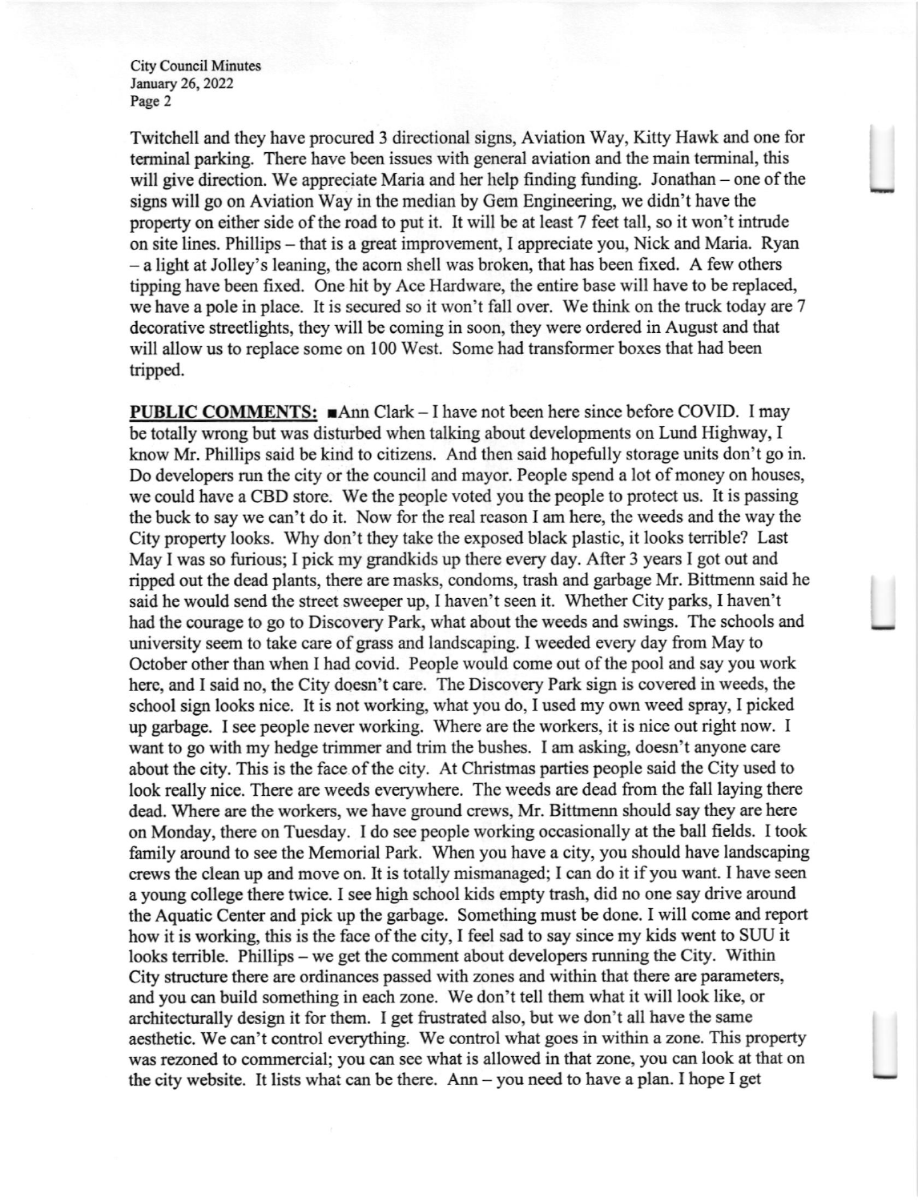Twitchell and they have procured 3 directional signs, Aviation Way, Kitty Hawk and one for terminal parking. There have been issues with general aviation and the main terminal, this will give direction. We appreciate Maria and her help finding funding. Jonathan – one of the signs will go on Aviation Way in the median by Gem Engineering, we didn't have the property on either side of the road to put it. It will be at least 7 feet tall, so it won't intrude on site lines. Phillips – that is a great improvement, I appreciate you, Nick and Maria. Ryan – a light at Jolley's leaning, the acorn shell was broken, that has been fixed. A few others tipping have been fixed. One hit by Ace Hardware, the entire base will have to be replaced, we have a pole in place. It is secured so it won't fall over. We think on the truck today are 7 decorative streetlights, they will be coming in soon, they were ordered in August and that will allow us to replace some on 100 West. Some had transformer boxes that had been tripped.

**PUBLIC COMMENTS:** ■Ann Clark – I have not been here since before COVID. I may be totally wrong but was disturbed when talking about developments on Lund Highway, I know Mr. Phillips said be kind to citizens. And then said hopefully storage units don't go in. Do developers run the city or the council and mayor. People spend a lot of money on houses, we could have a CBD store. We the people voted you the people to protect us. It is passing the buck to say we can't do it. Now for the real reason I am here, the weeds and the way the City property looks. Why don't they take the exposed black plastic, it looks terrible? Last May I was so furious; I pick my grandkids up there every day. After 3 years I got out and ripped out the dead plants, there are masks, condoms, trash and garbage Mr. Bittmenn said he said he would send the street sweeper up, I haven't seen it. Whether City parks, I haven't had the courage to go to Discovery Park, what about the weeds and swings. The schools and university seem to take care of grass and landscaping. I weeded every day from May to October other than when I had covid. People would come out of the pool and say you work here, and I said no, the City doesn't care. The Discovery Park sign is covered in weeds, the school sign looks nice. It is not working, what you do, I used my own weed spray, I picked up garbage. I see people never working. Where are the workers, it is nice out right now. I want to go with my hedge trimmer and trim the bushes. I am asking, doesn't anyone care about the city. This is the face of the city. At Christmas parties people said the City used to look really nice. There are weeds everywhere. The weeds are dead from the fall laying there dead. Where are the workers, we have ground crews, Mr. Bittmenn should say they are here on Monday, there on Tuesday. I do see people working occasionally at the ball fields. I took family around to see the Memorial Park. When you have a city, you should have landscaping crews the clean up and move on. It is totally mismanaged; I can do it if you want. I have seen a young college there twice. I see high school kids empty trash, did no one say drive around the Aquatic Center and pick up the garbage. Something must be done. I will come and report how it is working, this is the face of the city, I feel sad to say since my kids went to SUU it looks terrible. Phillips – we get the comment about developers running the City. Within City structure there are ordinances passed with zones and within that there are parameters, and you can build something in each zone. We don't tell them what it will look like, or architecturally design it for them. I get frustrated also, but we don't all have the same aesthetic. We can't control everything. We control what goes in within a zone. This property was rezoned to commercial; you can see what is allowed in that zone, you can look at that on the city website. It lists what can be there. Ann – you need to have a plan. I hope I get